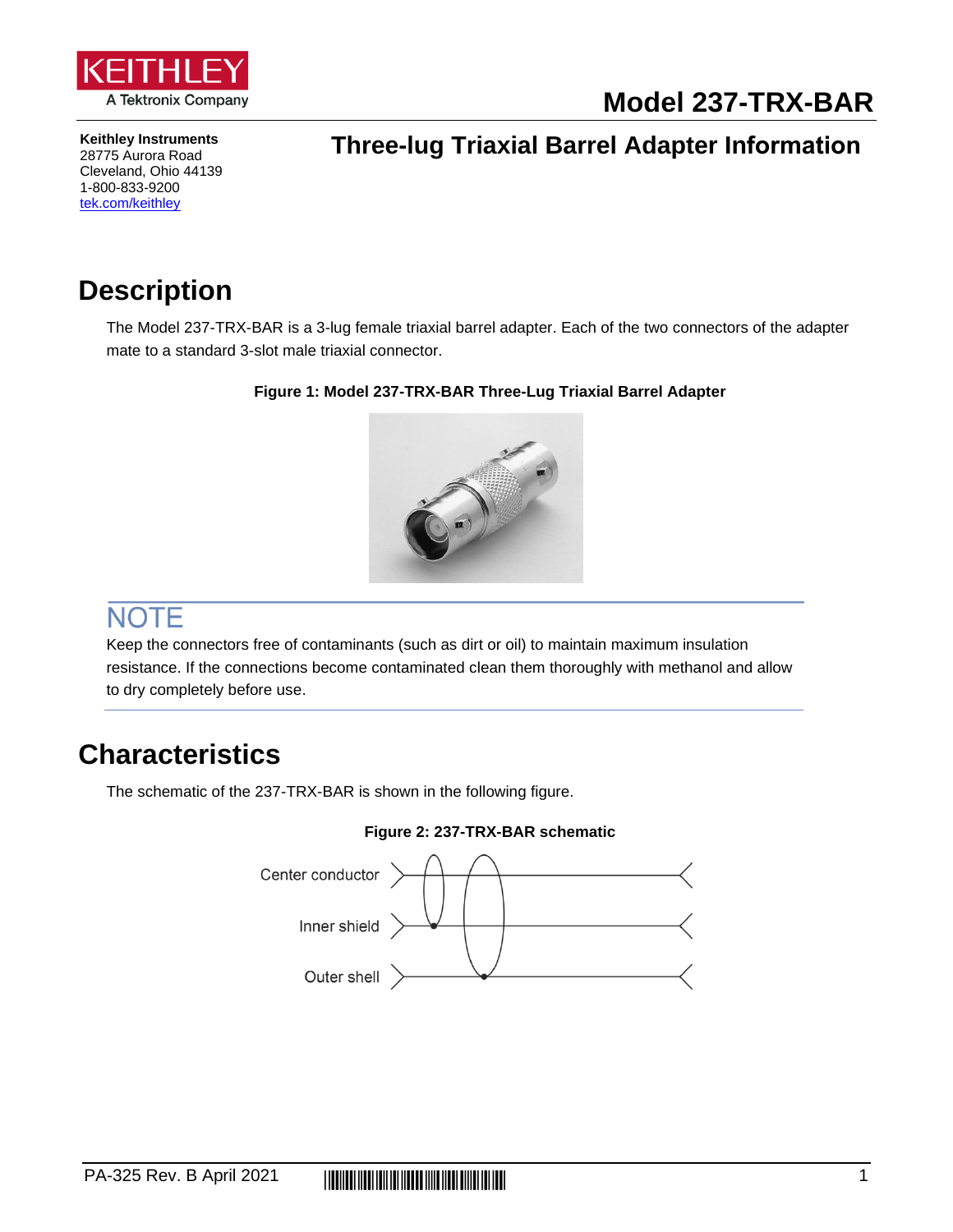# Model 237-TRX-BAR

**Keithley Instruments**
28775 Aurora Road
Cleveland, Ohio 44139
1-800-833-9200
[tek.com/keithley](tek.com/keithley)

## Three-lug Triaxial Barrel Adapter Information

# Description

The Model 237-TRX-BAR is a 3-lug female triaxial barrel adapter. Each of the two connectors of the adapter mate to a standard 3-slot male triaxial connector.

**Figure 1: Model 237-TRX-BAR Three-Lug Triaxial Barrel Adapter**

### NOTE

Keep the connectors free of contaminants (such as dirt or oil) to maintain maximum insulation resistance. If the connections become contaminated clean them thoroughly with methanol and allow to dry completely before use.

# Characteristics

The schematic of the 237-TRX-BAR is shown in the following figure.

**Figure 2: 237-TRX-BAR schematic**

Center conductor

Inner shield

Outer shell

PA-325 Rev. B April 2021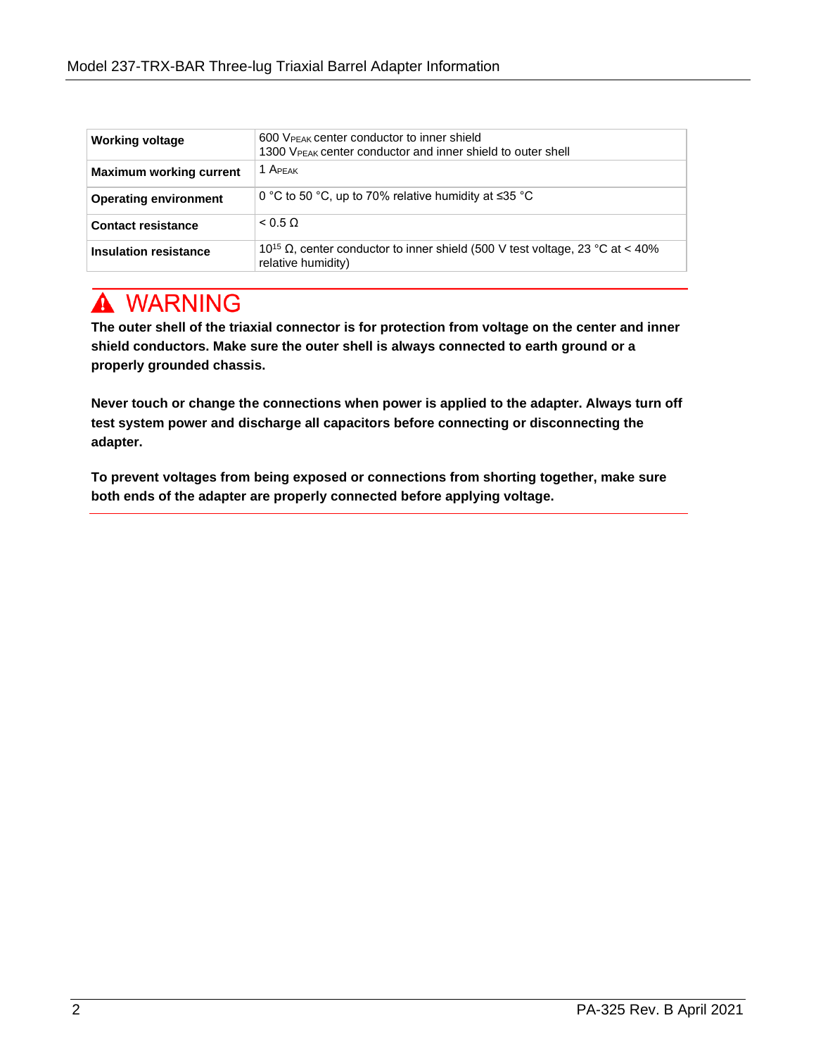| Working voltage | 600 $V_{PEAK}$ center conductor to inner shield<br>1300 $V_{PEAK}$ center conductor and inner shield to outer shell |
|---|---|
| **Maximum working current** | 1 $A_{PEAK}$ |
| **Operating environment** | 0 °C to 50 °C, up to 70% relative humidity at ≤35 °C |
| **Contact resistance** | < 0.5 Ω |
| **Insulation resistance** | $10^{15}$ Ω, center conductor to inner shield (500 V test voltage, 23 °C at < 40% relative humidity) |

## ⚠ WARNING

**The outer shell of the triaxial connector is for protection from voltage on the center and inner shield conductors. Make sure the outer shell is always connected to earth ground or a properly grounded chassis.**

**Never touch or change the connections when power is applied to the adapter. Always turn off test system power and discharge all capacitors before connecting or disconnecting the adapter.**

**To prevent voltages from being exposed or connections from shorting together, make sure both ends of the adapter are properly connected before applying voltage.**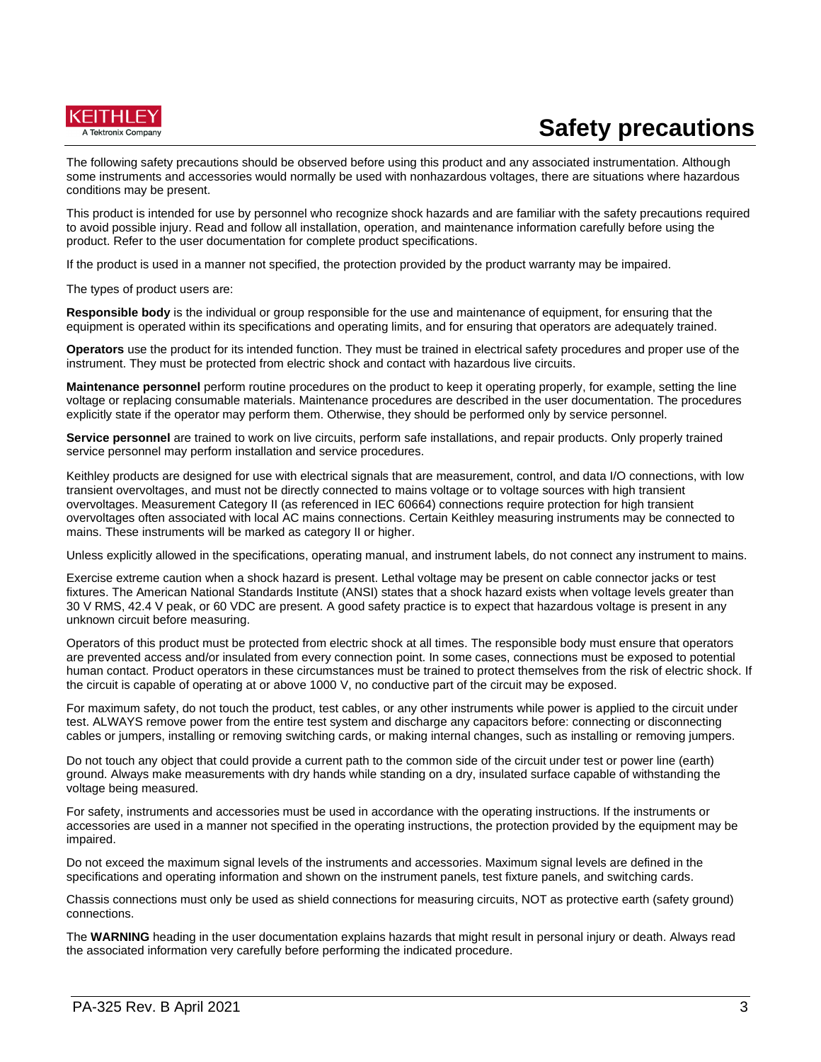# Safety precautions

The following safety precautions should be observed before using this product and any associated instrumentation. Although some instruments and accessories would normally be used with nonhazardous voltages, there are situations where hazardous conditions may be present.

This product is intended for use by personnel who recognize shock hazards and are familiar with the safety precautions required to avoid possible injury. Read and follow all installation, operation, and maintenance information carefully before using the product. Refer to the user documentation for complete product specifications.

If the product is used in a manner not specified, the protection provided by the product warranty may be impaired.

The types of product users are:

**Responsible body** is the individual or group responsible for the use and maintenance of equipment, for ensuring that the equipment is operated within its specifications and operating limits, and for ensuring that operators are adequately trained.

**Operators** use the product for its intended function. They must be trained in electrical safety procedures and proper use of the instrument. They must be protected from electric shock and contact with hazardous live circuits.

**Maintenance personnel** perform routine procedures on the product to keep it operating properly, for example, setting the line voltage or replacing consumable materials. Maintenance procedures are described in the user documentation. The procedures explicitly state if the operator may perform them. Otherwise, they should be performed only by service personnel.

**Service personnel** are trained to work on live circuits, perform safe installations, and repair products. Only properly trained service personnel may perform installation and service procedures.

Keithley products are designed for use with electrical signals that are measurement, control, and data I/O connections, with low transient overvoltages, and must not be directly connected to mains voltage or to voltage sources with high transient overvoltages. Measurement Category II (as referenced in IEC 60664) connections require protection for high transient overvoltages often associated with local AC mains connections. Certain Keithley measuring instruments may be connected to mains. These instruments will be marked as category II or higher.

Unless explicitly allowed in the specifications, operating manual, and instrument labels, do not connect any instrument to mains.

Exercise extreme caution when a shock hazard is present. Lethal voltage may be present on cable connector jacks or test fixtures. The American National Standards Institute (ANSI) states that a shock hazard exists when voltage levels greater than 30 V RMS, 42.4 V peak, or 60 VDC are present. A good safety practice is to expect that hazardous voltage is present in any unknown circuit before measuring.

Operators of this product must be protected from electric shock at all times. The responsible body must ensure that operators are prevented access and/or insulated from every connection point. In some cases, connections must be exposed to potential human contact. Product operators in these circumstances must be trained to protect themselves from the risk of electric shock. If the circuit is capable of operating at or above 1000 V, no conductive part of the circuit may be exposed.

For maximum safety, do not touch the product, test cables, or any other instruments while power is applied to the circuit under test. ALWAYS remove power from the entire test system and discharge any capacitors before: connecting or disconnecting cables or jumpers, installing or removing switching cards, or making internal changes, such as installing or removing jumpers.

Do not touch any object that could provide a current path to the common side of the circuit under test or power line (earth) ground. Always make measurements with dry hands while standing on a dry, insulated surface capable of withstanding the voltage being measured.

For safety, instruments and accessories must be used in accordance with the operating instructions. If the instruments or accessories are used in a manner not specified in the operating instructions, the protection provided by the equipment may be impaired.

Do not exceed the maximum signal levels of the instruments and accessories. Maximum signal levels are defined in the specifications and operating information and shown on the instrument panels, test fixture panels, and switching cards.

Chassis connections must only be used as shield connections for measuring circuits, NOT as protective earth (safety ground) connections.

The **WARNING** heading in the user documentation explains hazards that might result in personal injury or death. Always read the associated information very carefully before performing the indicated procedure.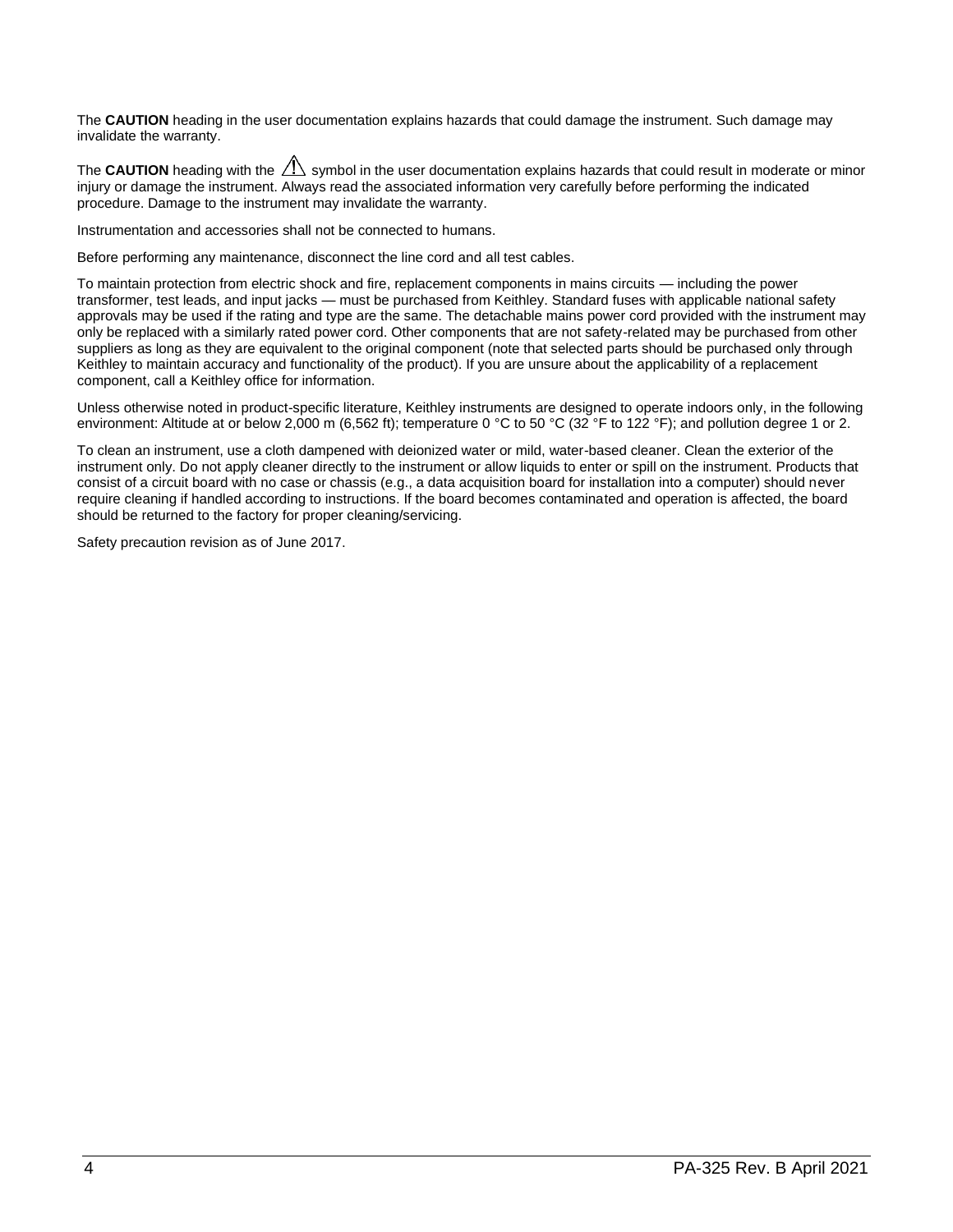The **CAUTION** heading in the user documentation explains hazards that could damage the instrument. Such damage may invalidate the warranty.

The **CAUTION** heading with the ⚠ symbol in the user documentation explains hazards that could result in moderate or minor injury or damage the instrument. Always read the associated information very carefully before performing the indicated procedure. Damage to the instrument may invalidate the warranty.

Instrumentation and accessories shall not be connected to humans.

Before performing any maintenance, disconnect the line cord and all test cables.

To maintain protection from electric shock and fire, replacement components in mains circuits — including the power transformer, test leads, and input jacks — must be purchased from Keithley. Standard fuses with applicable national safety approvals may be used if the rating and type are the same. The detachable mains power cord provided with the instrument may only be replaced with a similarly rated power cord. Other components that are not safety-related may be purchased from other suppliers as long as they are equivalent to the original component (note that selected parts should be purchased only through Keithley to maintain accuracy and functionality of the product). If you are unsure about the applicability of a replacement component, call a Keithley office for information.

Unless otherwise noted in product-specific literature, Keithley instruments are designed to operate indoors only, in the following environment: Altitude at or below 2,000 m (6,562 ft); temperature 0 °C to 50 °C (32 °F to 122 °F); and pollution degree 1 or 2.

To clean an instrument, use a cloth dampened with deionized water or mild, water-based cleaner. Clean the exterior of the instrument only. Do not apply cleaner directly to the instrument or allow liquids to enter or spill on the instrument. Products that consist of a circuit board with no case or chassis (e.g., a data acquisition board for installation into a computer) should never require cleaning if handled according to instructions. If the board becomes contaminated and operation is affected, the board should be returned to the factory for proper cleaning/servicing.

Safety precaution revision as of June 2017.